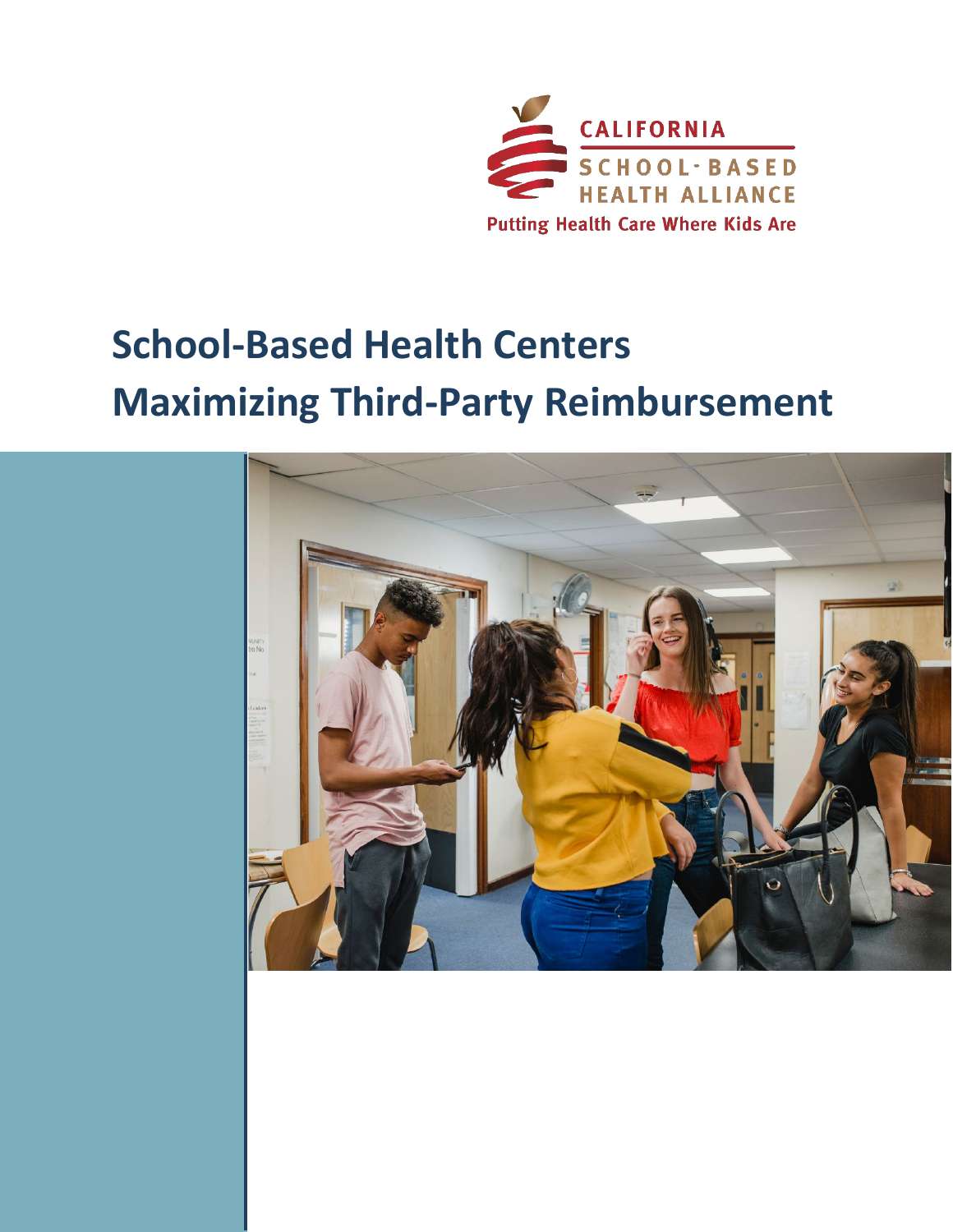CALIFORNIA

SCHOOL-BASED HEALTH ALLIANCE

Putting Health Care Where Kids Are

# School-Based Health Centers Maximizing Third-Party Reimbursement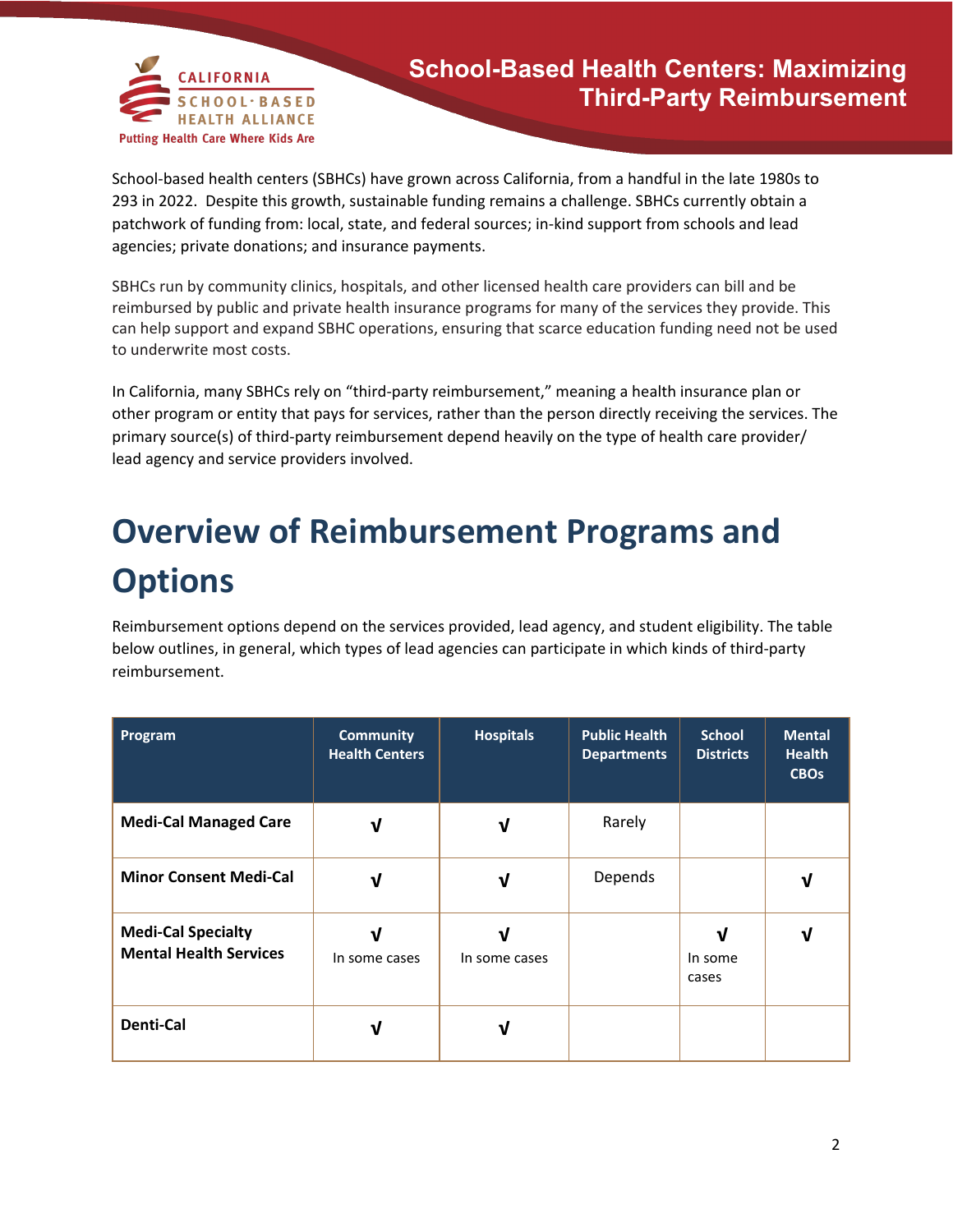School-based health centers (SBHCs) have grown across California, from a handful in the late 1980s to 293 in 2022. Despite this growth, sustainable funding remains a challenge. SBHCs currently obtain a patchwork of funding from: local, state, and federal sources; in-kind support from schools and lead agencies; private donations; and insurance payments.

SBHCs run by community clinics, hospitals, and other licensed health care providers can bill and be reimbursed by public and private health insurance programs for many of the services they provide. This can help support and expand SBHC operations, ensuring that scarce education funding need not be used to underwrite most costs.

In California, many SBHCs rely on "third-party reimbursement," meaning a health insurance plan or other program or entity that pays for services, rather than the person directly receiving the services. The primary source(s) of third-party reimbursement depend heavily on the type of health care provider/ lead agency and service providers involved.

# Overview of Reimbursement Programs and Options

Reimbursement options depend on the services provided, lead agency, and student eligibility. The table below outlines, in general, which types of lead agencies can participate in which kinds of third-party reimbursement.

| Program | Community Health Centers | Hospitals | Public Health Departments | School Districts | Mental Health CBOs |
|---|---|---|---|---|---|
| **Medi-Cal Managed Care** | √ | √ | Rarely | | |
| **Minor Consent Medi-Cal** | √ | √ | Depends | | √ |
| **Medi-Cal Specialty Mental Health Services** | √ In some cases | √ In some cases | | √ In some cases | √ |
| **Denti-Cal** | √ | √ | | | |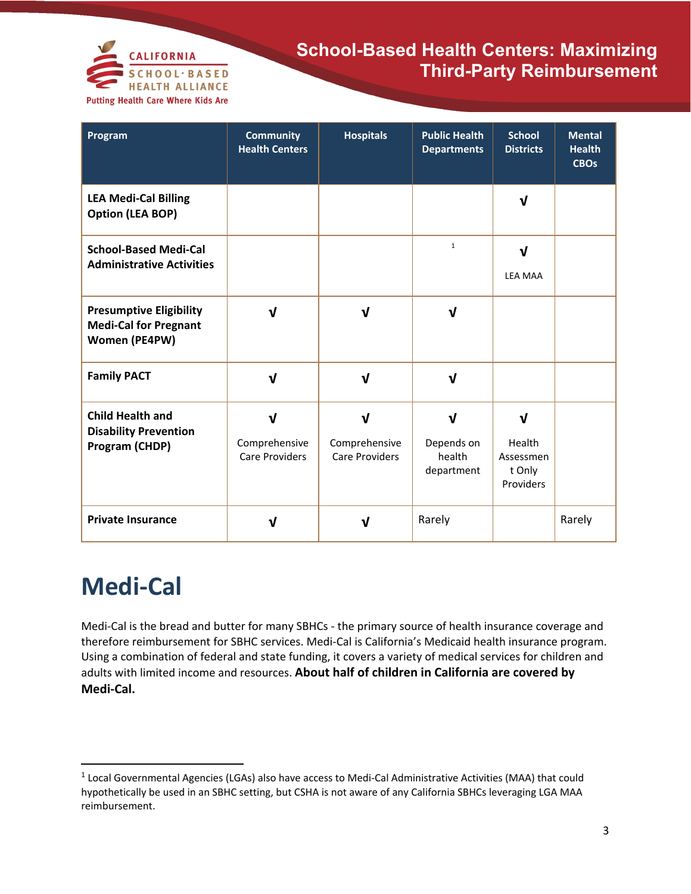| Program | Community Health Centers | Hospitals | Public Health Departments | School Districts | Mental Health CBOs |
|---|---|---|---|---|---|
| **LEA Medi-Cal Billing Option (LEA BOP)** | | | | √ | |
| **School-Based Medi-Cal Administrative Activities** | | | [1] | √ LEA MAA | |
| **Presumptive Eligibility Medi-Cal for Pregnant Women (PE4PW)** | √ | √ | √ | | |
| **Family PACT** | √ | √ | √ | | |
| **Child Health and Disability Prevention Program (CHDP)** | √ Comprehensive Care Providers | √ Comprehensive Care Providers | √ Depends on health department | √ Health Assessment Only Providers | |
| **Private Insurance** | √ | √ | Rarely | | Rarely |

# Medi-Cal

Medi-Cal is the bread and butter for many SBHCs - the primary source of health insurance coverage and therefore reimbursement for SBHC services. Medi-Cal is California's Medicaid health insurance program. Using a combination of federal and state funding, it covers a variety of medical services for children and adults with limited income and resources. **About half of children in California are covered by Medi-Cal.**

[1] Local Governmental Agencies (LGAs) also have access to Medi-Cal Administrative Activities (MAA) that could hypothetically be used in an SBHC setting, but CSHA is not aware of any California SBHCs leveraging LGA MAA reimbursement.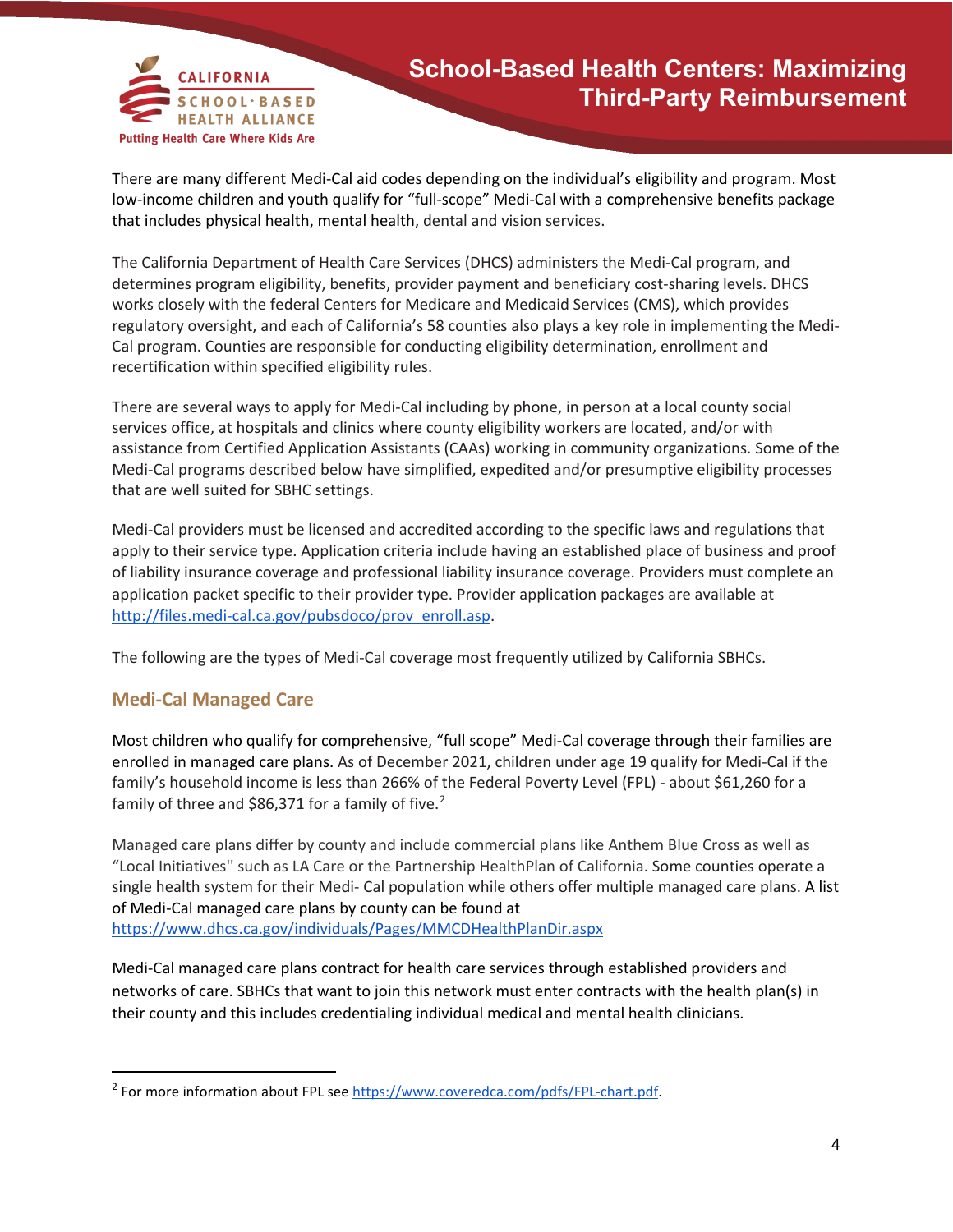There are many different Medi-Cal aid codes depending on the individual's eligibility and program. Most low-income children and youth qualify for "full-scope" Medi-Cal with a comprehensive benefits package that includes physical health, mental health, dental and vision services.

The California Department of Health Care Services (DHCS) administers the Medi-Cal program, and determines program eligibility, benefits, provider payment and beneficiary cost-sharing levels. DHCS works closely with the federal Centers for Medicare and Medicaid Services (CMS), which provides regulatory oversight, and each of California's 58 counties also plays a key role in implementing the Medi-Cal program. Counties are responsible for conducting eligibility determination, enrollment and recertification within specified eligibility rules.

There are several ways to apply for Medi-Cal including by phone, in person at a local county social services office, at hospitals and clinics where county eligibility workers are located, and/or with assistance from Certified Application Assistants (CAAs) working in community organizations. Some of the Medi-Cal programs described below have simplified, expedited and/or presumptive eligibility processes that are well suited for SBHC settings.

Medi-Cal providers must be licensed and accredited according to the specific laws and regulations that apply to their service type. Application criteria include having an established place of business and proof of liability insurance coverage and professional liability insurance coverage. Providers must complete an application packet specific to their provider type. Provider application packages are available at http://files.medi-cal.ca.gov/pubsdoco/prov_enroll.asp.

The following are the types of Medi-Cal coverage most frequently utilized by California SBHCs.

## Medi-Cal Managed Care

Most children who qualify for comprehensive, "full scope" Medi-Cal coverage through their families are enrolled in managed care plans. As of December 2021, children under age 19 qualify for Medi-Cal if the family's household income is less than 266% of the Federal Poverty Level (FPL) - about $61,260 for a family of three and $86,371 for a family of five.[2]

Managed care plans differ by county and include commercial plans like Anthem Blue Cross as well as "Local Initiatives'' such as LA Care or the Partnership HealthPlan of California. Some counties operate a single health system for their Medi- Cal population while others offer multiple managed care plans. A list of Medi-Cal managed care plans by county can be found at https://www.dhcs.ca.gov/individuals/Pages/MMCDHealthPlanDir.aspx

Medi-Cal managed care plans contract for health care services through established providers and networks of care. SBHCs that want to join this network must enter contracts with the health plan(s) in their county and this includes credentialing individual medical and mental health clinicians.

---

[2] For more information about FPL see https://www.coveredca.com/pdfs/FPL-chart.pdf.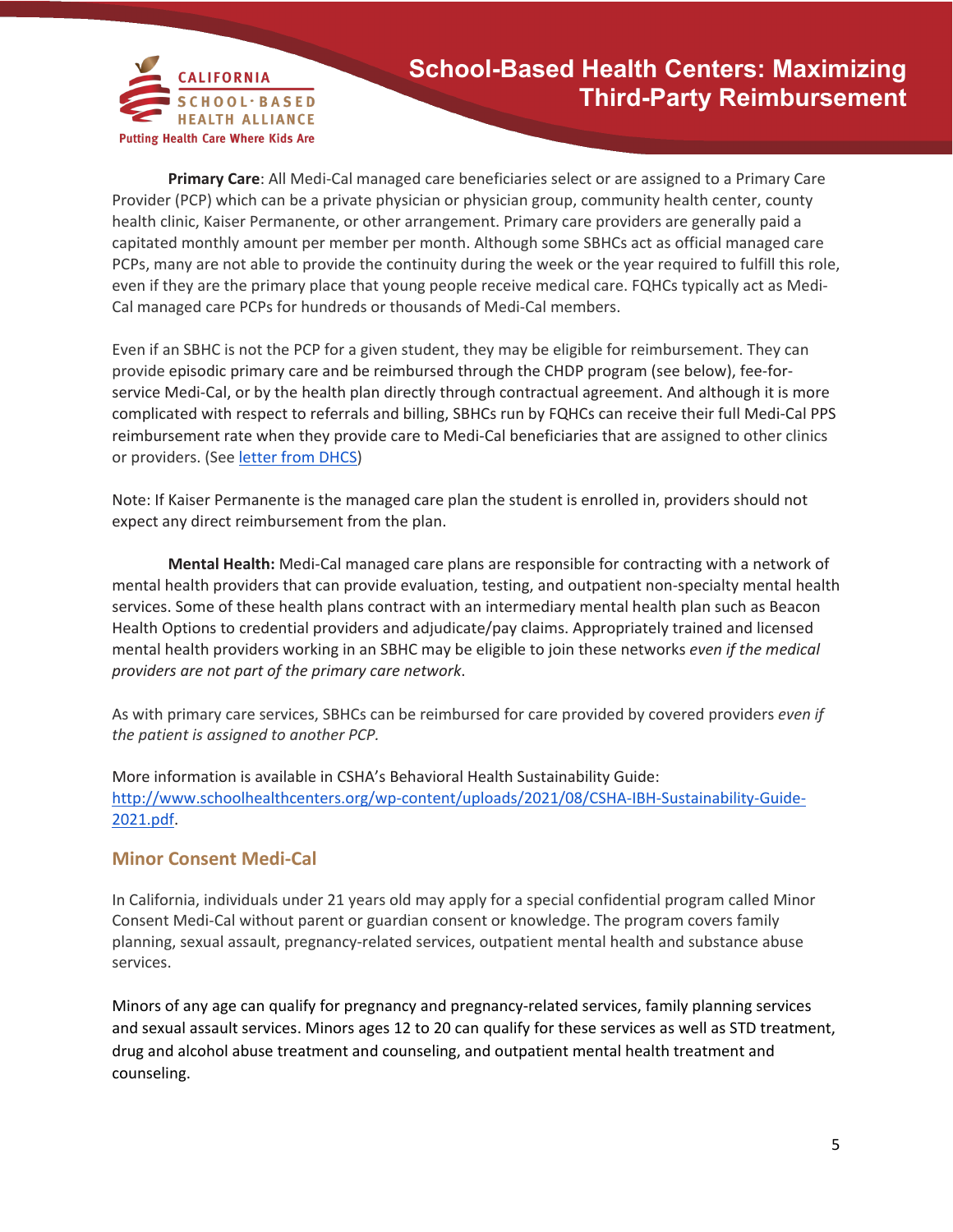**Primary Care**: All Medi-Cal managed care beneficiaries select or are assigned to a Primary Care Provider (PCP) which can be a private physician or physician group, community health center, county health clinic, Kaiser Permanente, or other arrangement. Primary care providers are generally paid a capitated monthly amount per member per month. Although some SBHCs act as official managed care PCPs, many are not able to provide the continuity during the week or the year required to fulfill this role, even if they are the primary place that young people receive medical care. FQHCs typically act as Medi-Cal managed care PCPs for hundreds or thousands of Medi-Cal members.

Even if an SBHC is not the PCP for a given student, they may be eligible for reimbursement. They can provide episodic primary care and be reimbursed through the CHDP program (see below), fee-for-service Medi-Cal, or by the health plan directly through contractual agreement. And although it is more complicated with respect to referrals and billing, SBHCs run by FQHCs can receive their full Medi-Cal PPS reimbursement rate when they provide care to Medi-Cal beneficiaries that are assigned to other clinics or providers. (See [letter from DHCS])

Note: If Kaiser Permanente is the managed care plan the student is enrolled in, providers should not expect any direct reimbursement from the plan.

**Mental Health:** Medi-Cal managed care plans are responsible for contracting with a network of mental health providers that can provide evaluation, testing, and outpatient non-specialty mental health services. Some of these health plans contract with an intermediary mental health plan such as Beacon Health Options to credential providers and adjudicate/pay claims. Appropriately trained and licensed mental health providers working in an SBHC may be eligible to join these networks *even if the medical providers are not part of the primary care network*.

As with primary care services, SBHCs can be reimbursed for care provided by covered providers *even if the patient is assigned to another PCP*.

More information is available in CSHA's Behavioral Health Sustainability Guide: http://www.schoolhealthcenters.org/wp-content/uploads/2021/08/CSHA-IBH-Sustainability-Guide-2021.pdf.

## Minor Consent Medi-Cal

In California, individuals under 21 years old may apply for a special confidential program called Minor Consent Medi-Cal without parent or guardian consent or knowledge. The program covers family planning, sexual assault, pregnancy-related services, outpatient mental health and substance abuse services.

Minors of any age can qualify for pregnancy and pregnancy-related services, family planning services and sexual assault services. Minors ages 12 to 20 can qualify for these services as well as STD treatment, drug and alcohol abuse treatment and counseling, and outpatient mental health treatment and counseling.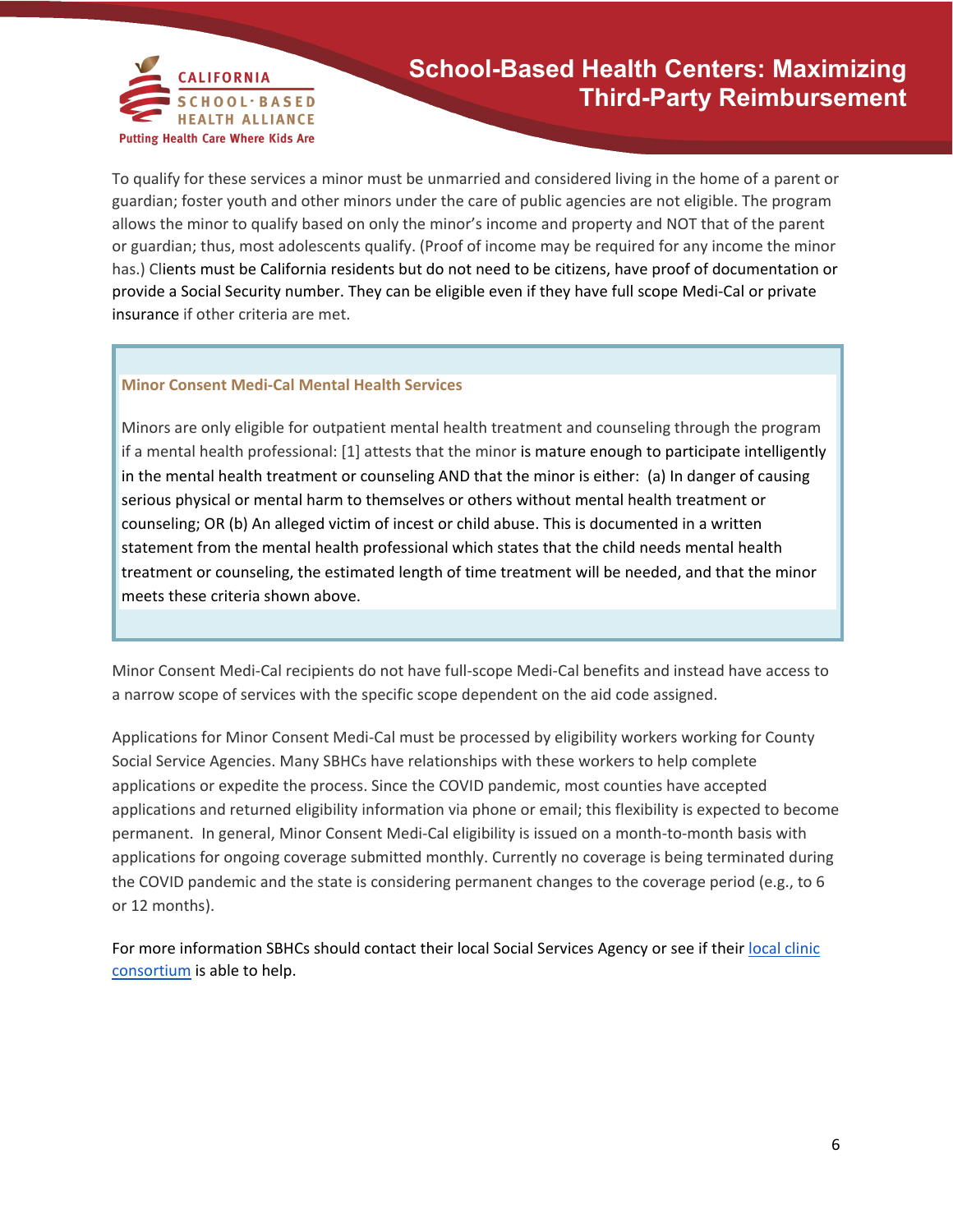To qualify for these services a minor must be unmarried and considered living in the home of a parent or guardian; foster youth and other minors under the care of public agencies are not eligible. The program allows the minor to qualify based on only the minor's income and property and NOT that of the parent or guardian; thus, most adolescents qualify. (Proof of income may be required for any income the minor has.) Clients must be California residents but do not need to be citizens, have proof of documentation or provide a Social Security number. They can be eligible even if they have full scope Medi-Cal or private insurance if other criteria are met.

> **Minor Consent Medi-Cal Mental Health Services**
>
> Minors are only eligible for outpatient mental health treatment and counseling through the program if a mental health professional: [1] attests that the minor is mature enough to participate intelligently in the mental health treatment or counseling AND that the minor is either: (a) In danger of causing serious physical or mental harm to themselves or others without mental health treatment or counseling; OR (b) An alleged victim of incest or child abuse. This is documented in a written statement from the mental health professional which states that the child needs mental health treatment or counseling, the estimated length of time treatment will be needed, and that the minor meets these criteria shown above.

Minor Consent Medi-Cal recipients do not have full-scope Medi-Cal benefits and instead have access to a narrow scope of services with the specific scope dependent on the aid code assigned.

Applications for Minor Consent Medi-Cal must be processed by eligibility workers working for County Social Service Agencies. Many SBHCs have relationships with these workers to help complete applications or expedite the process. Since the COVID pandemic, most counties have accepted applications and returned eligibility information via phone or email; this flexibility is expected to become permanent. In general, Minor Consent Medi-Cal eligibility is issued on a month-to-month basis with applications for ongoing coverage submitted monthly. Currently no coverage is being terminated during the COVID pandemic and the state is considering permanent changes to the coverage period (e.g., to 6 or 12 months).

For more information SBHCs should contact their local Social Services Agency or see if their local clinic consortium is able to help.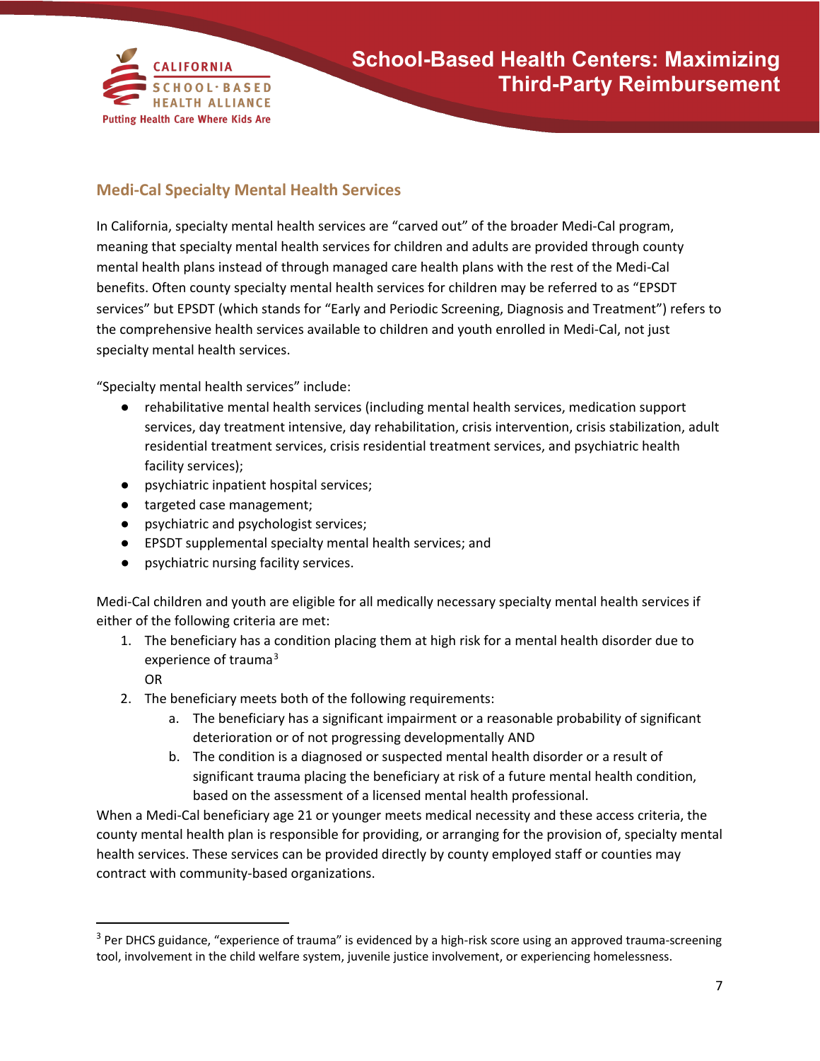## Medi-Cal Specialty Mental Health Services

In California, specialty mental health services are "carved out" of the broader Medi-Cal program, meaning that specialty mental health services for children and adults are provided through county mental health plans instead of through managed care health plans with the rest of the Medi-Cal benefits. Often county specialty mental health services for children may be referred to as "EPSDT services" but EPSDT (which stands for "Early and Periodic Screening, Diagnosis and Treatment") refers to the comprehensive health services available to children and youth enrolled in Medi-Cal, not just specialty mental health services.

"Specialty mental health services" include:

- rehabilitative mental health services (including mental health services, medication support services, day treatment intensive, day rehabilitation, crisis intervention, crisis stabilization, adult residential treatment services, crisis residential treatment services, and psychiatric health facility services);
- psychiatric inpatient hospital services;
- targeted case management;
- psychiatric and psychologist services;
- EPSDT supplemental specialty mental health services; and
- psychiatric nursing facility services.

Medi-Cal children and youth are eligible for all medically necessary specialty mental health services if either of the following criteria are met:

1. The beneficiary has a condition placing them at high risk for a mental health disorder due to experience of trauma[3]
   OR
2. The beneficiary meets both of the following requirements:
   a. The beneficiary has a significant impairment or a reasonable probability of significant deterioration or of not progressing developmentally AND
   b. The condition is a diagnosed or suspected mental health disorder or a result of significant trauma placing the beneficiary at risk of a future mental health condition, based on the assessment of a licensed mental health professional.

When a Medi-Cal beneficiary age 21 or younger meets medical necessity and these access criteria, the county mental health plan is responsible for providing, or arranging for the provision of, specialty mental health services. These services can be provided directly by county employed staff or counties may contract with community-based organizations.

[3] Per DHCS guidance, "experience of trauma" is evidenced by a high-risk score using an approved trauma-screening tool, involvement in the child welfare system, juvenile justice involvement, or experiencing homelessness.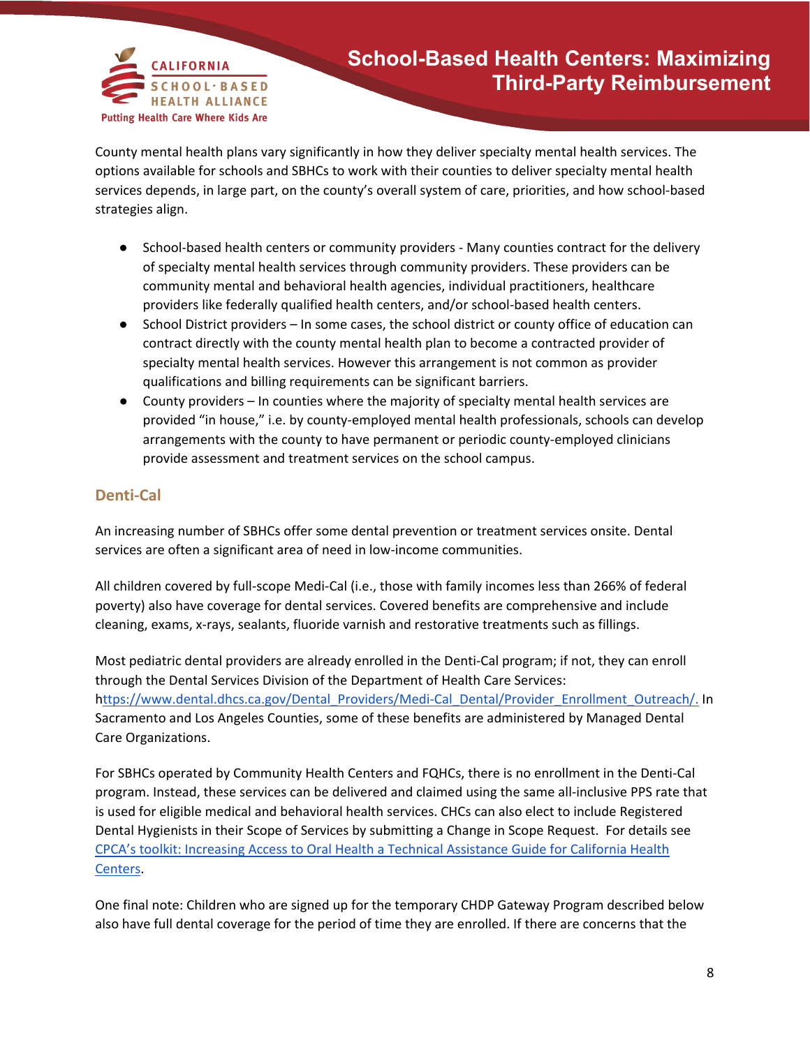County mental health plans vary significantly in how they deliver specialty mental health services. The options available for schools and SBHCs to work with their counties to deliver specialty mental health services depends, in large part, on the county's overall system of care, priorities, and how school-based strategies align.

- School-based health centers or community providers - Many counties contract for the delivery of specialty mental health services through community providers. These providers can be community mental and behavioral health agencies, individual practitioners, healthcare providers like federally qualified health centers, and/or school-based health centers.
- School District providers – In some cases, the school district or county office of education can contract directly with the county mental health plan to become a contracted provider of specialty mental health services. However this arrangement is not common as provider qualifications and billing requirements can be significant barriers.
- County providers – In counties where the majority of specialty mental health services are provided "in house," i.e. by county-employed mental health professionals, schools can develop arrangements with the county to have permanent or periodic county-employed clinicians provide assessment and treatment services on the school campus.

## Denti-Cal

An increasing number of SBHCs offer some dental prevention or treatment services onsite. Dental services are often a significant area of need in low-income communities.

All children covered by full-scope Medi-Cal (i.e., those with family incomes less than 266% of federal poverty) also have coverage for dental services. Covered benefits are comprehensive and include cleaning, exams, x-rays, sealants, fluoride varnish and restorative treatments such as fillings.

Most pediatric dental providers are already enrolled in the Denti-Cal program; if not, they can enroll through the Dental Services Division of the Department of Health Care Services: [https://www.dental.dhcs.ca.gov/Dental_Providers/Medi-Cal_Dental/Provider_Enrollment_Outreach/](https://www.dental.dhcs.ca.gov/Dental_Providers/Medi-Cal_Dental/Provider_Enrollment_Outreach/). In Sacramento and Los Angeles Counties, some of these benefits are administered by Managed Dental Care Organizations.

For SBHCs operated by Community Health Centers and FQHCs, there is no enrollment in the Denti-Cal program. Instead, these services can be delivered and claimed using the same all-inclusive PPS rate that is used for eligible medical and behavioral health services. CHCs can also elect to include Registered Dental Hygienists in their Scope of Services by submitting a Change in Scope Request. For details see CPCA's toolkit: Increasing Access to Oral Health a Technical Assistance Guide for California Health Centers.

One final note: Children who are signed up for the temporary CHDP Gateway Program described below also have full dental coverage for the period of time they are enrolled. If there are concerns that the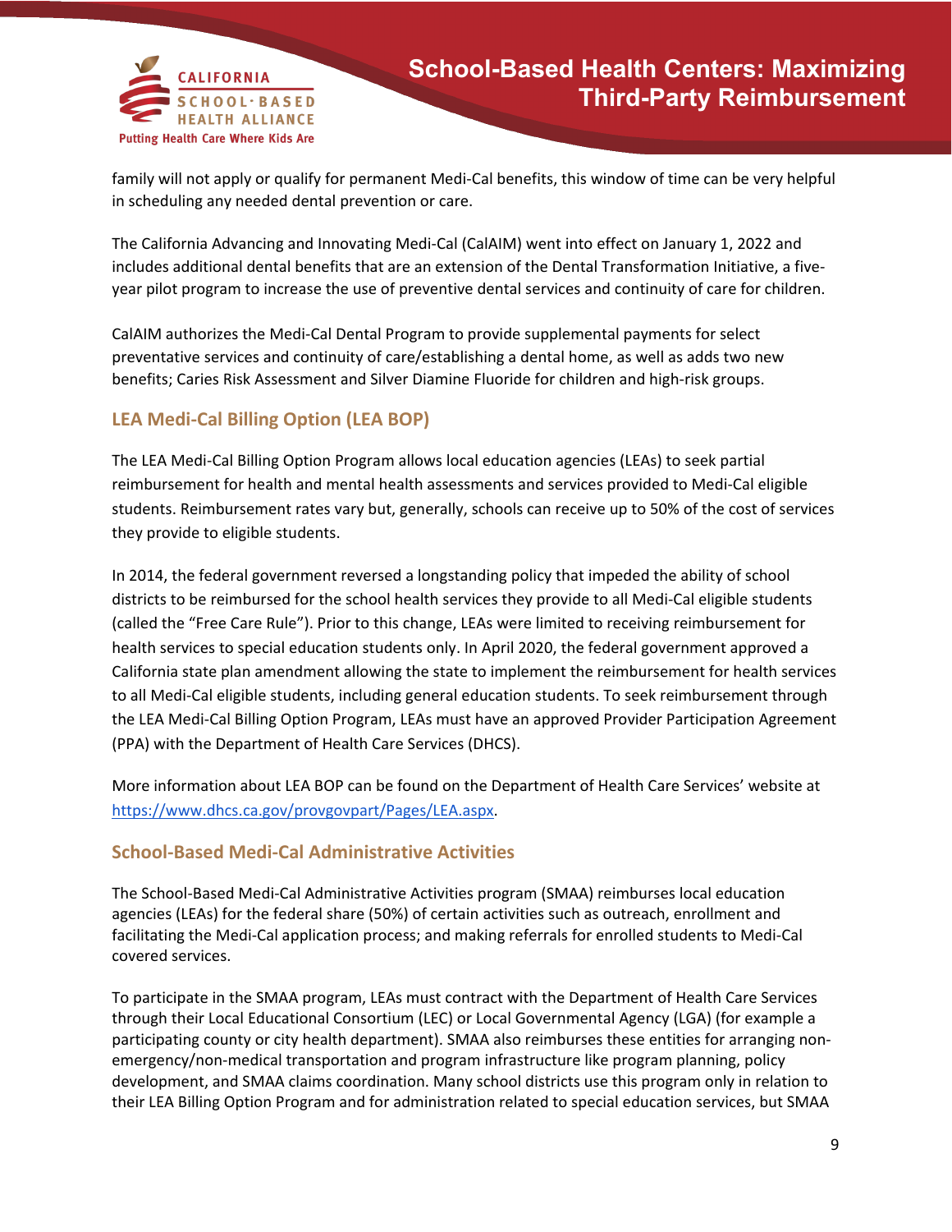family will not apply or qualify for permanent Medi-Cal benefits, this window of time can be very helpful in scheduling any needed dental prevention or care.

The California Advancing and Innovating Medi-Cal (CalAIM) went into effect on January 1, 2022 and includes additional dental benefits that are an extension of the Dental Transformation Initiative, a five-year pilot program to increase the use of preventive dental services and continuity of care for children.

CalAIM authorizes the Medi-Cal Dental Program to provide supplemental payments for select preventative services and continuity of care/establishing a dental home, as well as adds two new benefits; Caries Risk Assessment and Silver Diamine Fluoride for children and high-risk groups.

## LEA Medi-Cal Billing Option (LEA BOP)

The LEA Medi-Cal Billing Option Program allows local education agencies (LEAs) to seek partial reimbursement for health and mental health assessments and services provided to Medi-Cal eligible students. Reimbursement rates vary but, generally, schools can receive up to 50% of the cost of services they provide to eligible students.

In 2014, the federal government reversed a longstanding policy that impeded the ability of school districts to be reimbursed for the school health services they provide to all Medi-Cal eligible students (called the "Free Care Rule"). Prior to this change, LEAs were limited to receiving reimbursement for health services to special education students only. In April 2020, the federal government approved a California state plan amendment allowing the state to implement the reimbursement for health services to all Medi-Cal eligible students, including general education students. To seek reimbursement through the LEA Medi-Cal Billing Option Program, LEAs must have an approved Provider Participation Agreement (PPA) with the Department of Health Care Services (DHCS).

More information about LEA BOP can be found on the Department of Health Care Services' website at https://www.dhcs.ca.gov/provgovpart/Pages/LEA.aspx.

## School-Based Medi-Cal Administrative Activities

The School-Based Medi-Cal Administrative Activities program (SMAA) reimburses local education agencies (LEAs) for the federal share (50%) of certain activities such as outreach, enrollment and facilitating the Medi-Cal application process; and making referrals for enrolled students to Medi-Cal covered services.

To participate in the SMAA program, LEAs must contract with the Department of Health Care Services through their Local Educational Consortium (LEC) or Local Governmental Agency (LGA) (for example a participating county or city health department). SMAA also reimburses these entities for arranging non-emergency/non-medical transportation and program infrastructure like program planning, policy development, and SMAA claims coordination. Many school districts use this program only in relation to their LEA Billing Option Program and for administration related to special education services, but SMAA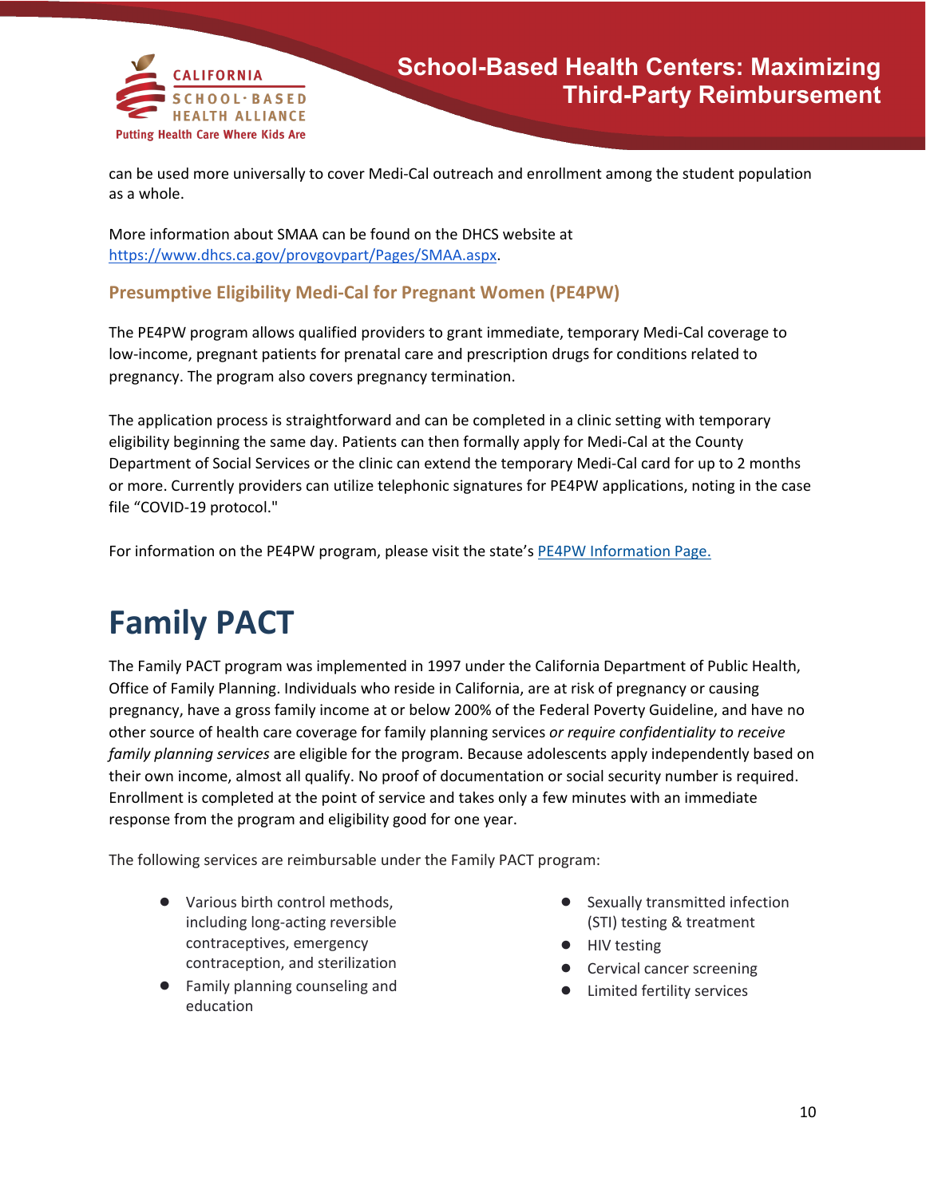can be used more universally to cover Medi-Cal outreach and enrollment among the student population as a whole.

More information about SMAA can be found on the DHCS website at https://www.dhcs.ca.gov/provgovpart/Pages/SMAA.aspx.

### Presumptive Eligibility Medi-Cal for Pregnant Women (PE4PW)

The PE4PW program allows qualified providers to grant immediate, temporary Medi-Cal coverage to low-income, pregnant patients for prenatal care and prescription drugs for conditions related to pregnancy. The program also covers pregnancy termination.

The application process is straightforward and can be completed in a clinic setting with temporary eligibility beginning the same day. Patients can then formally apply for Medi-Cal at the County Department of Social Services or the clinic can extend the temporary Medi-Cal card for up to 2 months or more. Currently providers can utilize telephonic signatures for PE4PW applications, noting in the case file "COVID-19 protocol."

For information on the PE4PW program, please visit the state's PE4PW Information Page.

# Family PACT

The Family PACT program was implemented in 1997 under the California Department of Public Health, Office of Family Planning. Individuals who reside in California, are at risk of pregnancy or causing pregnancy, have a gross family income at or below 200% of the Federal Poverty Guideline, and have no other source of health care coverage for family planning services *or require confidentiality to receive family planning services* are eligible for the program. Because adolescents apply independently based on their own income, almost all qualify. No proof of documentation or social security number is required. Enrollment is completed at the point of service and takes only a few minutes with an immediate response from the program and eligibility good for one year.

The following services are reimbursable under the Family PACT program:

- Various birth control methods, including long-acting reversible contraceptives, emergency contraception, and sterilization
- Family planning counseling and education
- Sexually transmitted infection (STI) testing & treatment
- HIV testing
- Cervical cancer screening
- Limited fertility services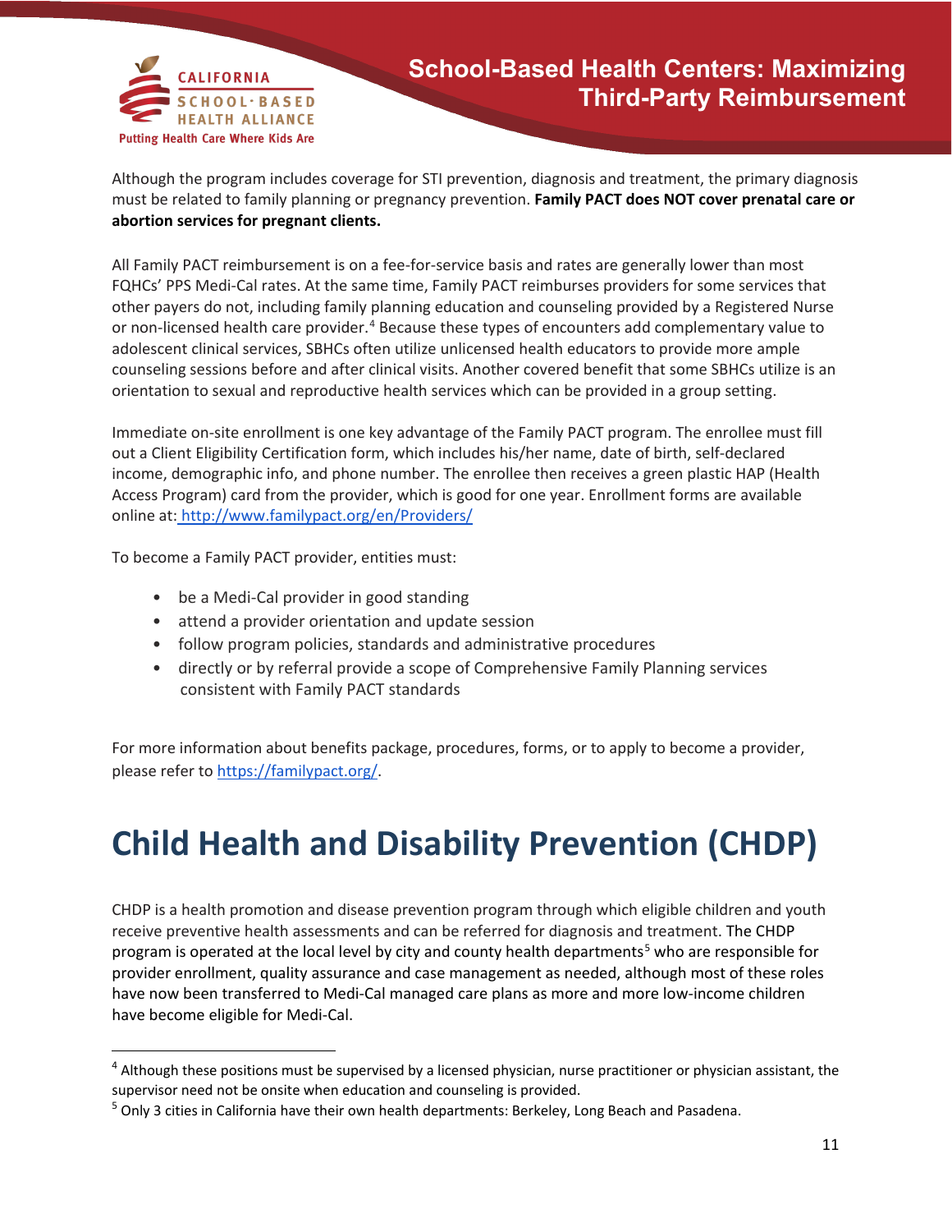Although the program includes coverage for STI prevention, diagnosis and treatment, the primary diagnosis must be related to family planning or pregnancy prevention. **Family PACT does NOT cover prenatal care or abortion services for pregnant clients.**

All Family PACT reimbursement is on a fee-for-service basis and rates are generally lower than most FQHCs' PPS Medi-Cal rates. At the same time, Family PACT reimburses providers for some services that other payers do not, including family planning education and counseling provided by a Registered Nurse or non-licensed health care provider.[4] Because these types of encounters add complementary value to adolescent clinical services, SBHCs often utilize unlicensed health educators to provide more ample counseling sessions before and after clinical visits. Another covered benefit that some SBHCs utilize is an orientation to sexual and reproductive health services which can be provided in a group setting.

Immediate on-site enrollment is one key advantage of the Family PACT program. The enrollee must fill out a Client Eligibility Certification form, which includes his/her name, date of birth, self-declared income, demographic info, and phone number. The enrollee then receives a green plastic HAP (Health Access Program) card from the provider, which is good for one year. Enrollment forms are available online at: [http://www.familypact.org/en/Providers/](http://www.familypact.org/en/Providers/)

To become a Family PACT provider, entities must:

- be a Medi-Cal provider in good standing
- attend a provider orientation and update session
- follow program policies, standards and administrative procedures
- directly or by referral provide a scope of Comprehensive Family Planning services consistent with Family PACT standards

For more information about benefits package, procedures, forms, or to apply to become a provider, please refer to [https://familypact.org/](https://familypact.org/).

# Child Health and Disability Prevention (CHDP)

CHDP is a health promotion and disease prevention program through which eligible children and youth receive preventive health assessments and can be referred for diagnosis and treatment. The CHDP program is operated at the local level by city and county health departments[5] who are responsible for provider enrollment, quality assurance and case management as needed, although most of these roles have now been transferred to Medi-Cal managed care plans as more and more low-income children have become eligible for Medi-Cal.

---

[4] Although these positions must be supervised by a licensed physician, nurse practitioner or physician assistant, the supervisor need not be onsite when education and counseling is provided.

[5] Only 3 cities in California have their own health departments: Berkeley, Long Beach and Pasadena.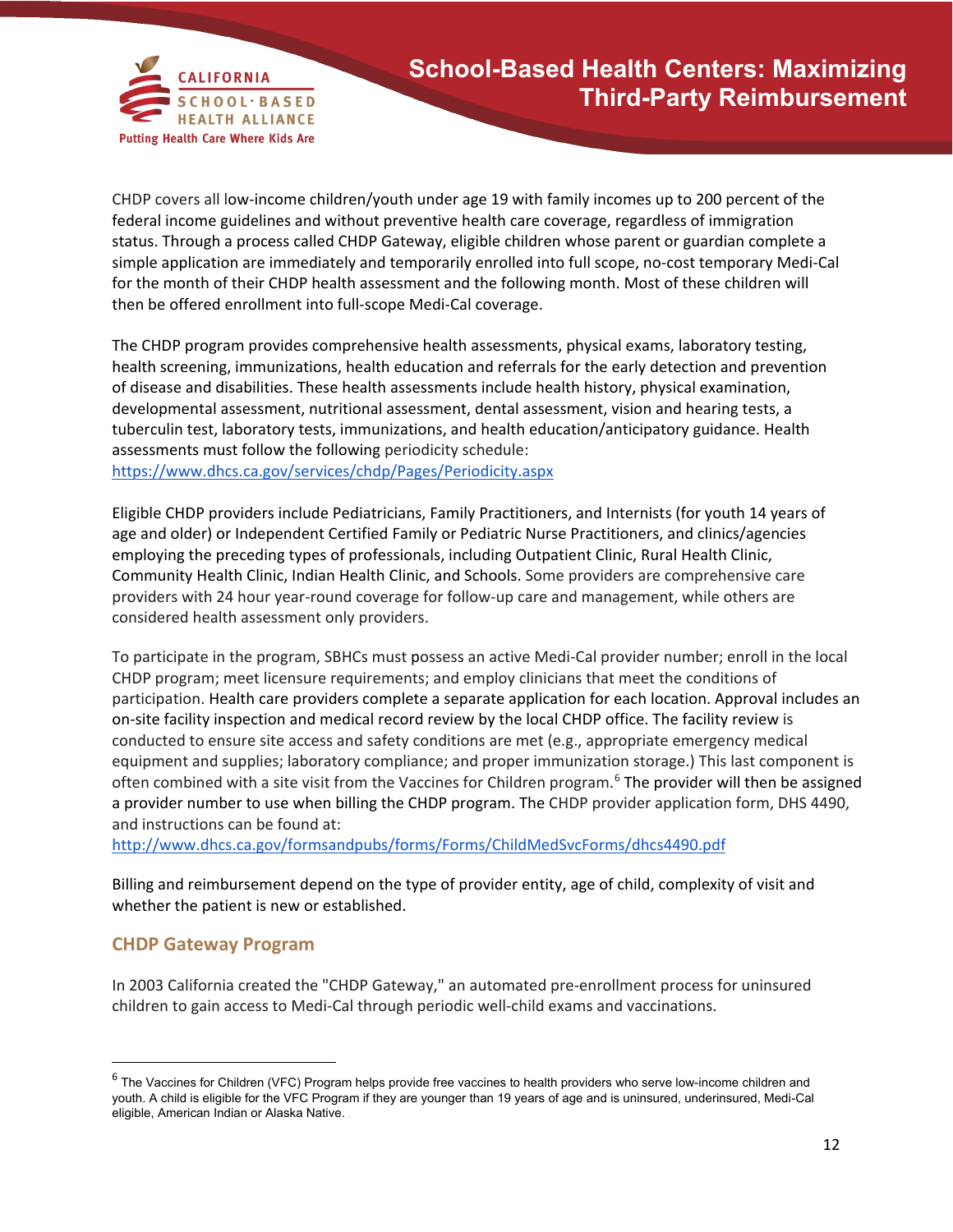CHDP covers all low-income children/youth under age 19 with family incomes up to 200 percent of the federal income guidelines and without preventive health care coverage, regardless of immigration status. Through a process called CHDP Gateway, eligible children whose parent or guardian complete a simple application are immediately and temporarily enrolled into full scope, no-cost temporary Medi-Cal for the month of their CHDP health assessment and the following month. Most of these children will then be offered enrollment into full-scope Medi-Cal coverage.

The CHDP program provides comprehensive health assessments, physical exams, laboratory testing, health screening, immunizations, health education and referrals for the early detection and prevention of disease and disabilities. These health assessments include health history, physical examination, developmental assessment, nutritional assessment, dental assessment, vision and hearing tests, a tuberculin test, laboratory tests, immunizations, and health education/anticipatory guidance. Health assessments must follow the following periodicity schedule: https://www.dhcs.ca.gov/services/chdp/Pages/Periodicity.aspx

Eligible CHDP providers include Pediatricians, Family Practitioners, and Internists (for youth 14 years of age and older) or Independent Certified Family or Pediatric Nurse Practitioners, and clinics/agencies employing the preceding types of professionals, including Outpatient Clinic, Rural Health Clinic, Community Health Clinic, Indian Health Clinic, and Schools. Some providers are comprehensive care providers with 24 hour year-round coverage for follow-up care and management, while others are considered health assessment only providers.

To participate in the program, SBHCs must possess an active Medi-Cal provider number; enroll in the local CHDP program; meet licensure requirements; and employ clinicians that meet the conditions of participation. Health care providers complete a separate application for each location. Approval includes an on-site facility inspection and medical record review by the local CHDP office. The facility review is conducted to ensure site access and safety conditions are met (e.g., appropriate emergency medical equipment and supplies; laboratory compliance; and proper immunization storage.) This last component is often combined with a site visit from the Vaccines for Children program.[6] The provider will then be assigned a provider number to use when billing the CHDP program. The CHDP provider application form, DHS 4490, and instructions can be found at: http://www.dhcs.ca.gov/formsandpubs/forms/Forms/ChildMedSvcForms/dhcs4490.pdf

Billing and reimbursement depend on the type of provider entity, age of child, complexity of visit and whether the patient is new or established.

## CHDP Gateway Program

In 2003 California created the "CHDP Gateway," an automated pre-enrollment process for uninsured children to gain access to Medi-Cal through periodic well-child exams and vaccinations.

---

[6] The Vaccines for Children (VFC) Program helps provide free vaccines to health providers who serve low-income children and youth. A child is eligible for the VFC Program if they are younger than 19 years of age and is uninsured, underinsured, Medi-Cal eligible, American Indian or Alaska Native.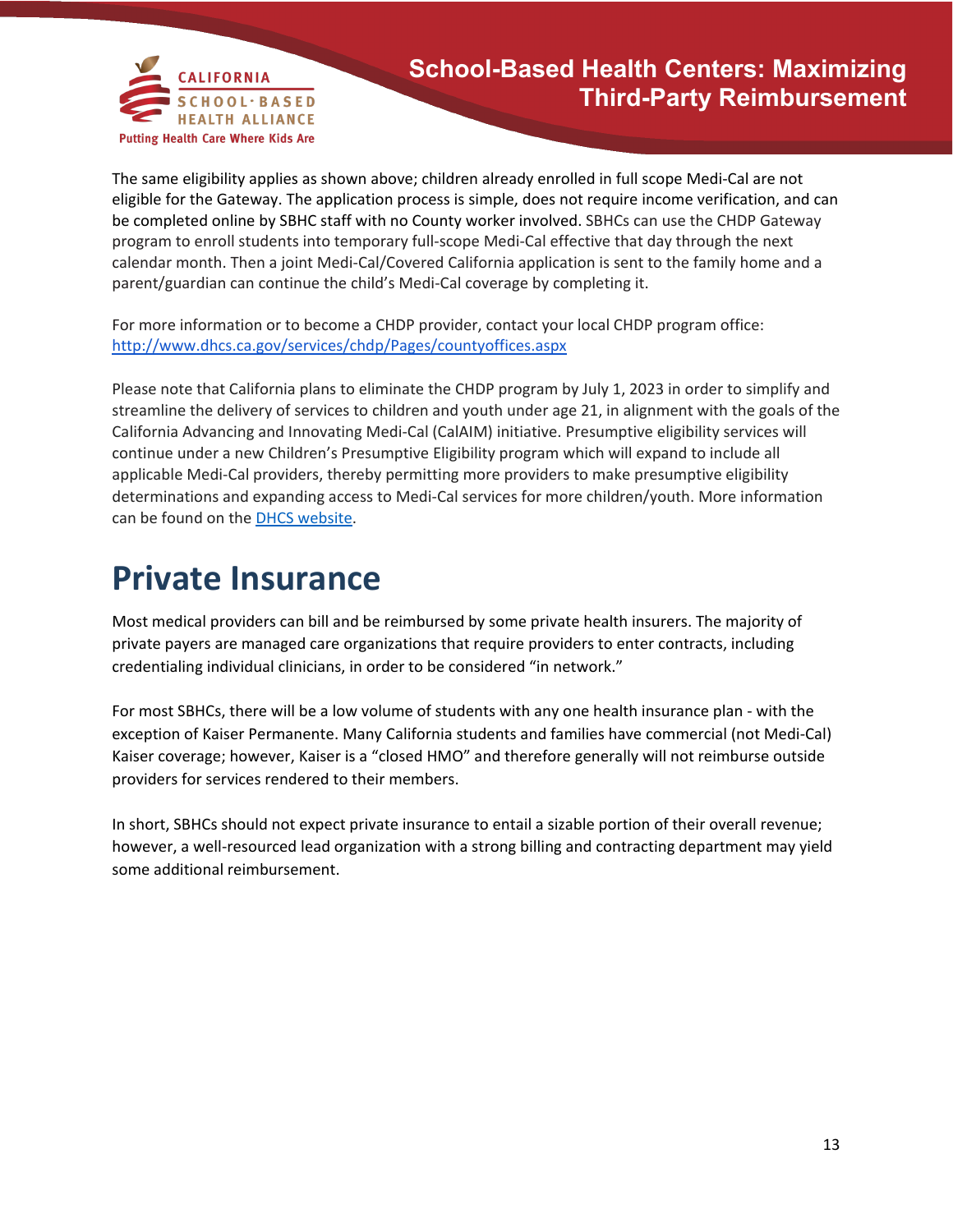The same eligibility applies as shown above; children already enrolled in full scope Medi-Cal are not eligible for the Gateway. The application process is simple, does not require income verification, and can be completed online by SBHC staff with no County worker involved. SBHCs can use the CHDP Gateway program to enroll students into temporary full-scope Medi-Cal effective that day through the next calendar month. Then a joint Medi-Cal/Covered California application is sent to the family home and a parent/guardian can continue the child's Medi-Cal coverage by completing it.

For more information or to become a CHDP provider, contact your local CHDP program office: [http://www.dhcs.ca.gov/services/chdp/Pages/countyoffices.aspx](http://www.dhcs.ca.gov/services/chdp/Pages/countyoffices.aspx)

Please note that California plans to eliminate the CHDP program by July 1, 2023 in order to simplify and streamline the delivery of services to children and youth under age 21, in alignment with the goals of the California Advancing and Innovating Medi-Cal (CalAIM) initiative. Presumptive eligibility services will continue under a new Children's Presumptive Eligibility program which will expand to include all applicable Medi-Cal providers, thereby permitting more providers to make presumptive eligibility determinations and expanding access to Medi-Cal services for more children/youth. More information can be found on the DHCS website.

# Private Insurance

Most medical providers can bill and be reimbursed by some private health insurers. The majority of private payers are managed care organizations that require providers to enter contracts, including credentialing individual clinicians, in order to be considered "in network."

For most SBHCs, there will be a low volume of students with any one health insurance plan - with the exception of Kaiser Permanente. Many California students and families have commercial (not Medi-Cal) Kaiser coverage; however, Kaiser is a "closed HMO" and therefore generally will not reimburse outside providers for services rendered to their members.

In short, SBHCs should not expect private insurance to entail a sizable portion of their overall revenue; however, a well-resourced lead organization with a strong billing and contracting department may yield some additional reimbursement.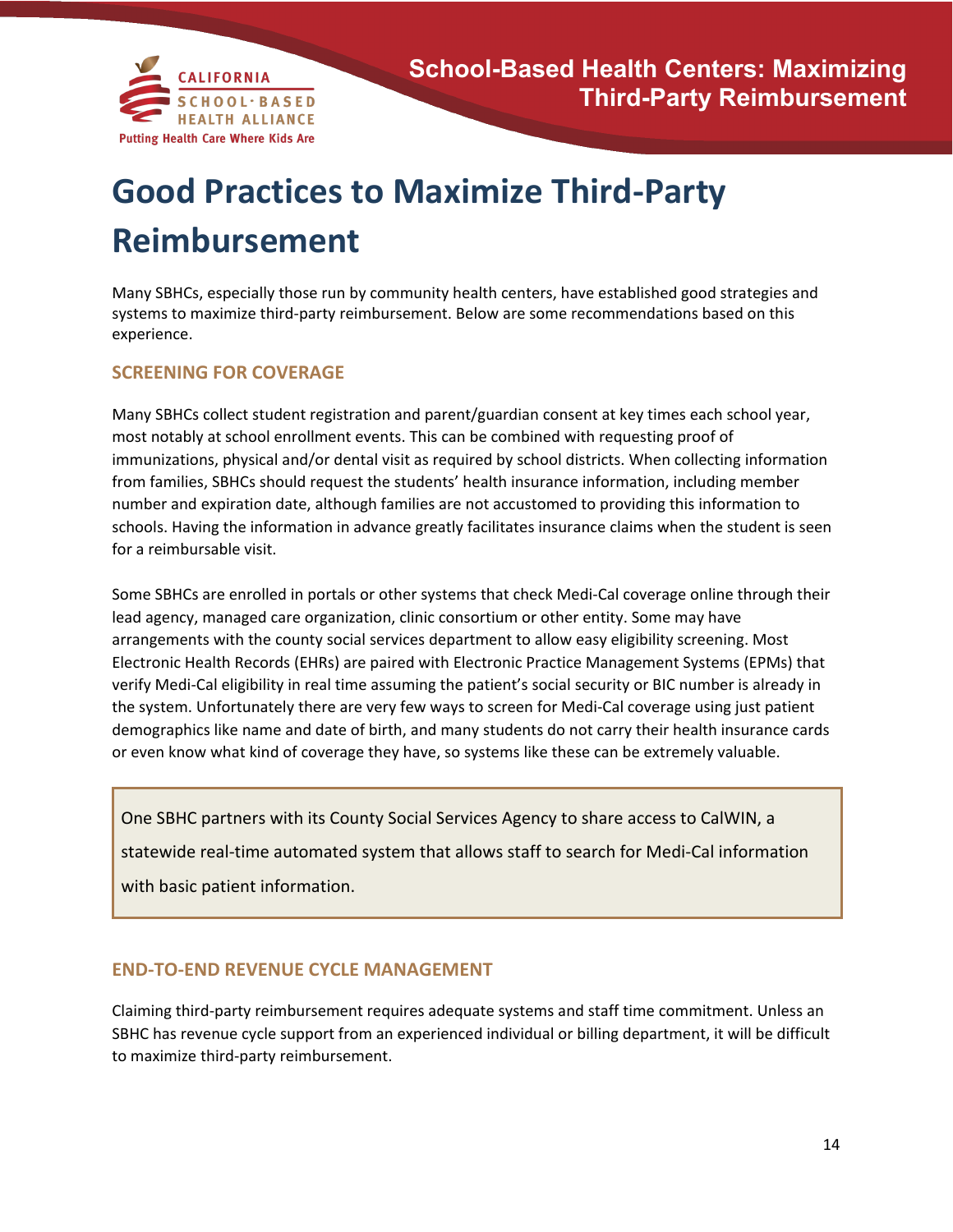# Good Practices to Maximize Third-Party Reimbursement

Many SBHCs, especially those run by community health centers, have established good strategies and systems to maximize third-party reimbursement. Below are some recommendations based on this experience.

## SCREENING FOR COVERAGE

Many SBHCs collect student registration and parent/guardian consent at key times each school year, most notably at school enrollment events. This can be combined with requesting proof of immunizations, physical and/or dental visit as required by school districts. When collecting information from families, SBHCs should request the students' health insurance information, including member number and expiration date, although families are not accustomed to providing this information to schools. Having the information in advance greatly facilitates insurance claims when the student is seen for a reimbursable visit.

Some SBHCs are enrolled in portals or other systems that check Medi-Cal coverage online through their lead agency, managed care organization, clinic consortium or other entity. Some may have arrangements with the county social services department to allow easy eligibility screening. Most Electronic Health Records (EHRs) are paired with Electronic Practice Management Systems (EPMs) that verify Medi-Cal eligibility in real time assuming the patient's social security or BIC number is already in the system. Unfortunately there are very few ways to screen for Medi-Cal coverage using just patient demographics like name and date of birth, and many students do not carry their health insurance cards or even know what kind of coverage they have, so systems like these can be extremely valuable.

> One SBHC partners with its County Social Services Agency to share access to CalWIN, a statewide real-time automated system that allows staff to search for Medi-Cal information with basic patient information.

## END-TO-END REVENUE CYCLE MANAGEMENT

Claiming third-party reimbursement requires adequate systems and staff time commitment. Unless an SBHC has revenue cycle support from an experienced individual or billing department, it will be difficult to maximize third-party reimbursement.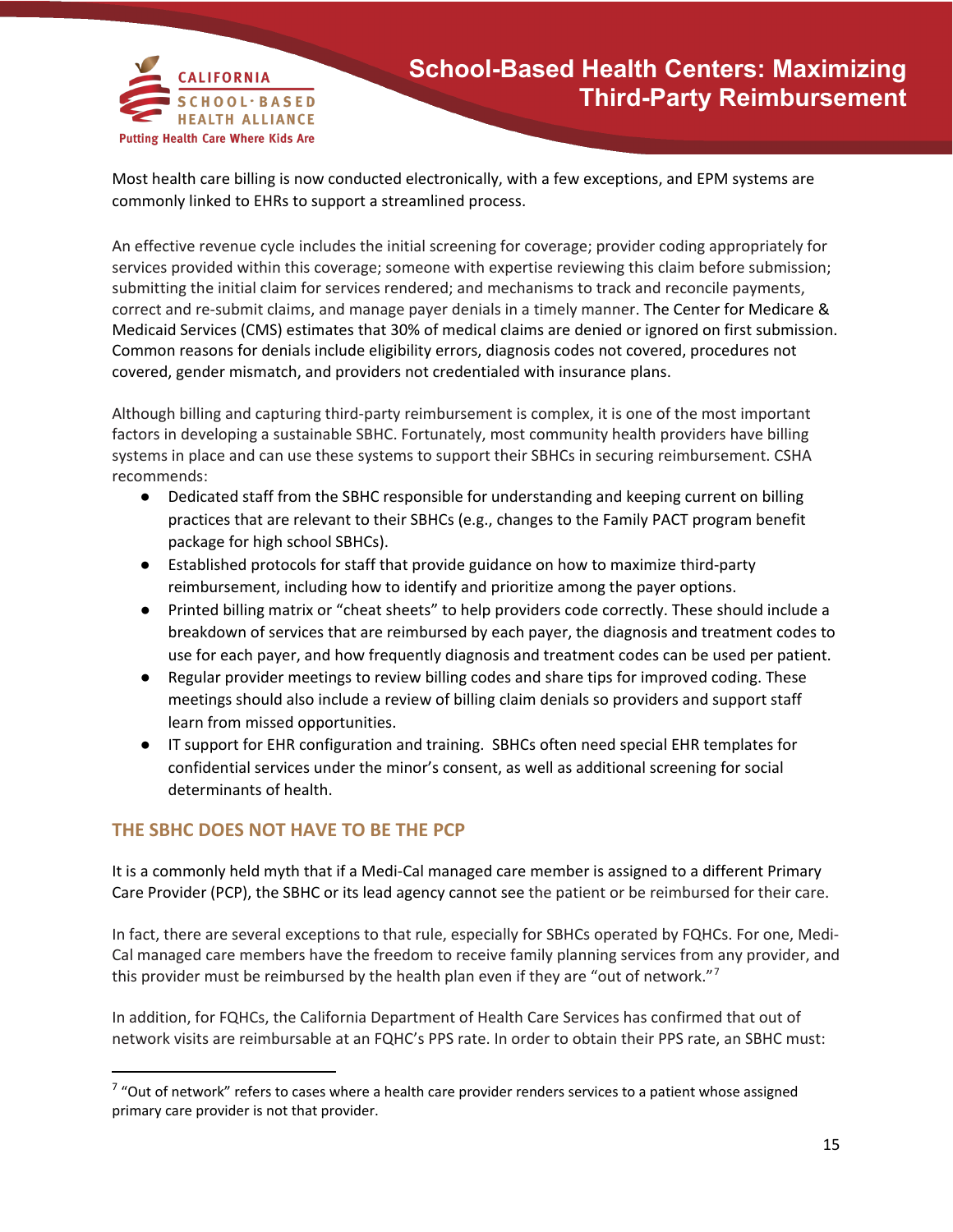Most health care billing is now conducted electronically, with a few exceptions, and EPM systems are commonly linked to EHRs to support a streamlined process.

An effective revenue cycle includes the initial screening for coverage; provider coding appropriately for services provided within this coverage; someone with expertise reviewing this claim before submission; submitting the initial claim for services rendered; and mechanisms to track and reconcile payments, correct and re-submit claims, and manage payer denials in a timely manner. The Center for Medicare & Medicaid Services (CMS) estimates that 30% of medical claims are denied or ignored on first submission. Common reasons for denials include eligibility errors, diagnosis codes not covered, procedures not covered, gender mismatch, and providers not credentialed with insurance plans.

Although billing and capturing third-party reimbursement is complex, it is one of the most important factors in developing a sustainable SBHC. Fortunately, most community health providers have billing systems in place and can use these systems to support their SBHCs in securing reimbursement. CSHA recommends:

- Dedicated staff from the SBHC responsible for understanding and keeping current on billing practices that are relevant to their SBHCs (e.g., changes to the Family PACT program benefit package for high school SBHCs).
- Established protocols for staff that provide guidance on how to maximize third-party reimbursement, including how to identify and prioritize among the payer options.
- Printed billing matrix or "cheat sheets" to help providers code correctly. These should include a breakdown of services that are reimbursed by each payer, the diagnosis and treatment codes to use for each payer, and how frequently diagnosis and treatment codes can be used per patient.
- Regular provider meetings to review billing codes and share tips for improved coding. These meetings should also include a review of billing claim denials so providers and support staff learn from missed opportunities.
- IT support for EHR configuration and training. SBHCs often need special EHR templates for confidential services under the minor's consent, as well as additional screening for social determinants of health.

## THE SBHC DOES NOT HAVE TO BE THE PCP

It is a commonly held myth that if a Medi-Cal managed care member is assigned to a different Primary Care Provider (PCP), the SBHC or its lead agency cannot see the patient or be reimbursed for their care.

In fact, there are several exceptions to that rule, especially for SBHCs operated by FQHCs. For one, Medi-Cal managed care members have the freedom to receive family planning services from any provider, and this provider must be reimbursed by the health plan even if they are "out of network."[7]

In addition, for FQHCs, the California Department of Health Care Services has confirmed that out of network visits are reimbursable at an FQHC's PPS rate. In order to obtain their PPS rate, an SBHC must:

[7] "Out of network" refers to cases where a health care provider renders services to a patient whose assigned primary care provider is not that provider.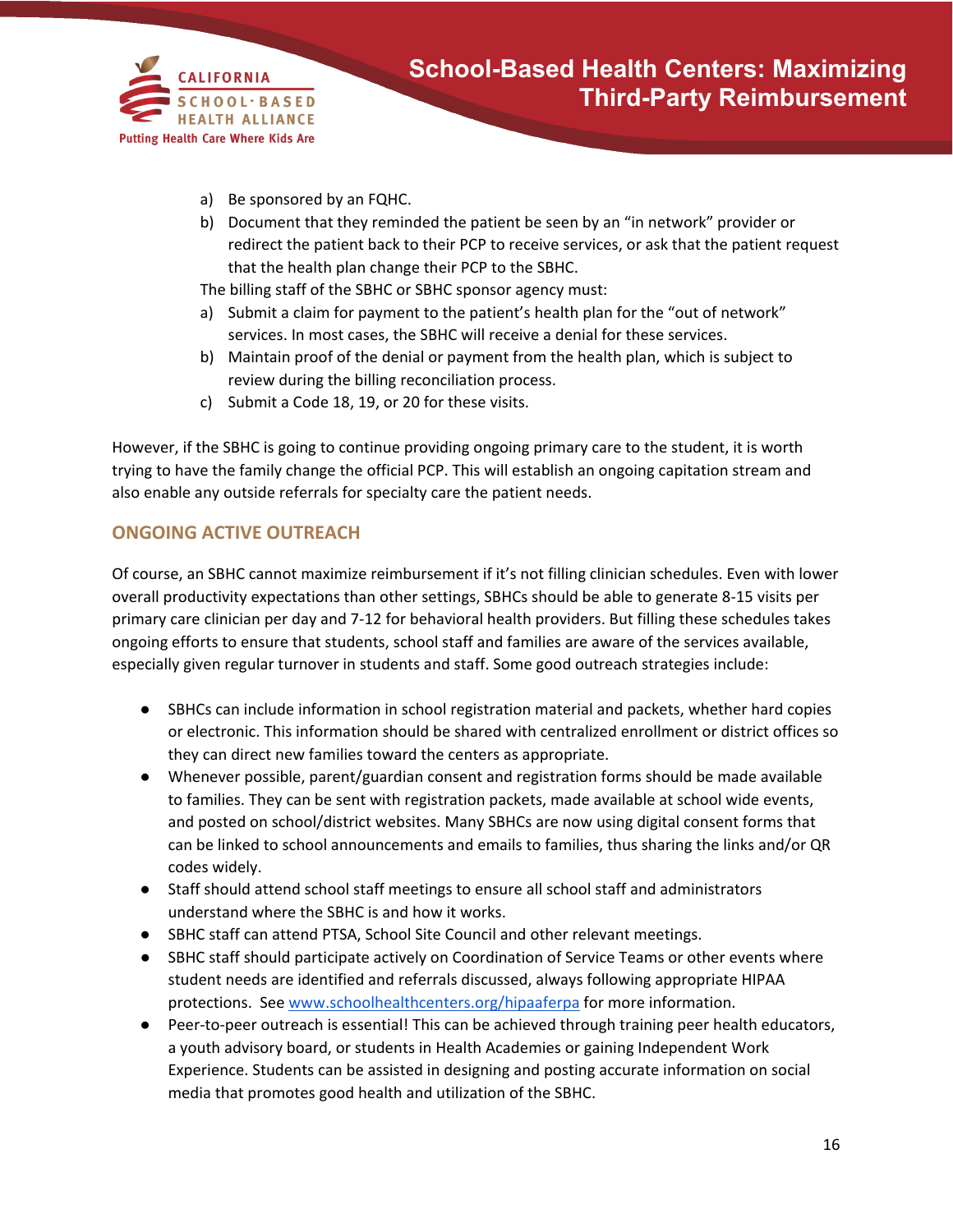a) Be sponsored by an FQHC.
b) Document that they reminded the patient be seen by an "in network" provider or redirect the patient back to their PCP to receive services, or ask that the patient request that the health plan change their PCP to the SBHC.

The billing staff of the SBHC or SBHC sponsor agency must:

a) Submit a claim for payment to the patient's health plan for the "out of network" services. In most cases, the SBHC will receive a denial for these services.
b) Maintain proof of the denial or payment from the health plan, which is subject to review during the billing reconciliation process.
c) Submit a Code 18, 19, or 20 for these visits.

However, if the SBHC is going to continue providing ongoing primary care to the student, it is worth trying to have the family change the official PCP. This will establish an ongoing capitation stream and also enable any outside referrals for specialty care the patient needs.

## ONGOING ACTIVE OUTREACH

Of course, an SBHC cannot maximize reimbursement if it's not filling clinician schedules. Even with lower overall productivity expectations than other settings, SBHCs should be able to generate 8-15 visits per primary care clinician per day and 7-12 for behavioral health providers. But filling these schedules takes ongoing efforts to ensure that students, school staff and families are aware of the services available, especially given regular turnover in students and staff. Some good outreach strategies include:

- SBHCs can include information in school registration material and packets, whether hard copies or electronic. This information should be shared with centralized enrollment or district offices so they can direct new families toward the centers as appropriate.
- Whenever possible, parent/guardian consent and registration forms should be made available to families. They can be sent with registration packets, made available at school wide events, and posted on school/district websites. Many SBHCs are now using digital consent forms that can be linked to school announcements and emails to families, thus sharing the links and/or QR codes widely.
- Staff should attend school staff meetings to ensure all school staff and administrators understand where the SBHC is and how it works.
- SBHC staff can attend PTSA, School Site Council and other relevant meetings.
- SBHC staff should participate actively on Coordination of Service Teams or other events where student needs are identified and referrals discussed, always following appropriate HIPAA protections. See [www.schoolhealthcenters.org/hipaaferpa](http://www.schoolhealthcenters.org/hipaaferpa) for more information.
- Peer-to-peer outreach is essential! This can be achieved through training peer health educators, a youth advisory board, or students in Health Academies or gaining Independent Work Experience. Students can be assisted in designing and posting accurate information on social media that promotes good health and utilization of the SBHC.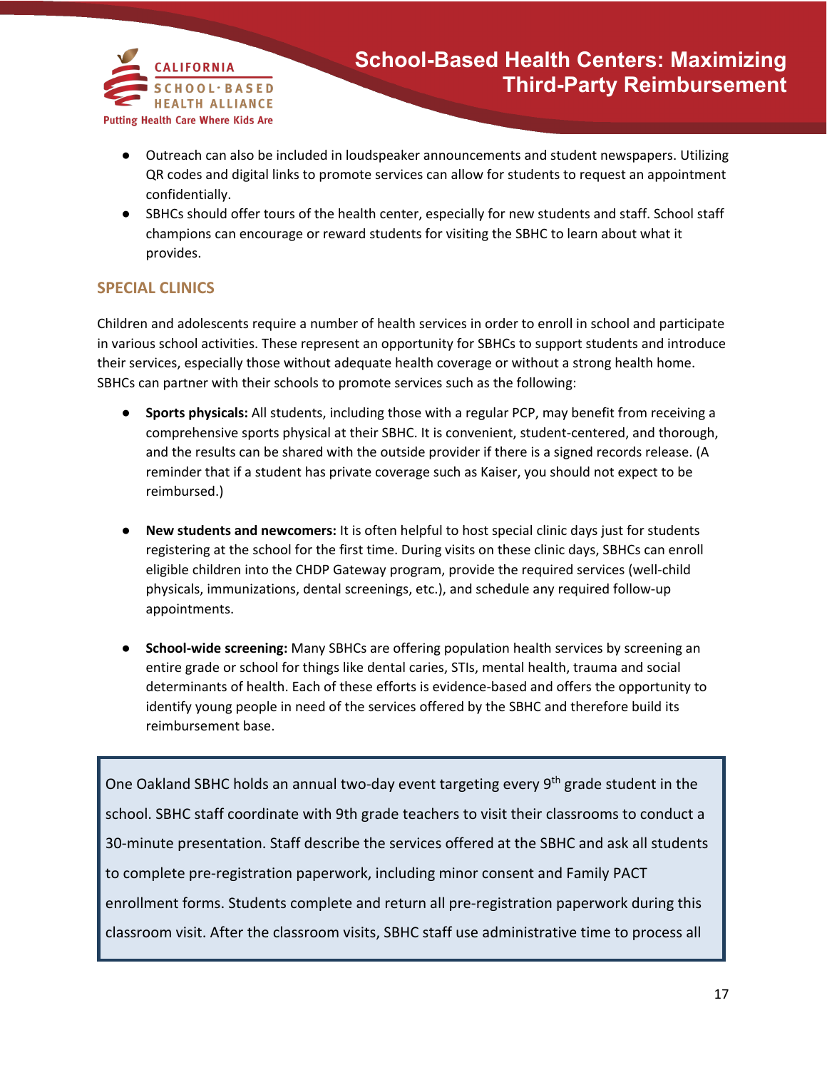- Outreach can also be included in loudspeaker announcements and student newspapers. Utilizing QR codes and digital links to promote services can allow for students to request an appointment confidentially.
- SBHCs should offer tours of the health center, especially for new students and staff. School staff champions can encourage or reward students for visiting the SBHC to learn about what it provides.

## SPECIAL CLINICS

Children and adolescents require a number of health services in order to enroll in school and participate in various school activities. These represent an opportunity for SBHCs to support students and introduce their services, especially those without adequate health coverage or without a strong health home. SBHCs can partner with their schools to promote services such as the following:

- **Sports physicals:** All students, including those with a regular PCP, may benefit from receiving a comprehensive sports physical at their SBHC. It is convenient, student-centered, and thorough, and the results can be shared with the outside provider if there is a signed records release. (A reminder that if a student has private coverage such as Kaiser, you should not expect to be reimbursed.)

- **New students and newcomers:** It is often helpful to host special clinic days just for students registering at the school for the first time. During visits on these clinic days, SBHCs can enroll eligible children into the CHDP Gateway program, provide the required services (well-child physicals, immunizations, dental screenings, etc.), and schedule any required follow-up appointments.

- **School-wide screening:** Many SBHCs are offering population health services by screening an entire grade or school for things like dental caries, STIs, mental health, trauma and social determinants of health. Each of these efforts is evidence-based and offers the opportunity to identify young people in need of the services offered by the SBHC and therefore build its reimbursement base.

> One Oakland SBHC holds an annual two-day event targeting every 9th grade student in the school. SBHC staff coordinate with 9th grade teachers to visit their classrooms to conduct a 30-minute presentation. Staff describe the services offered at the SBHC and ask all students to complete pre-registration paperwork, including minor consent and Family PACT enrollment forms. Students complete and return all pre-registration paperwork during this classroom visit. After the classroom visits, SBHC staff use administrative time to process all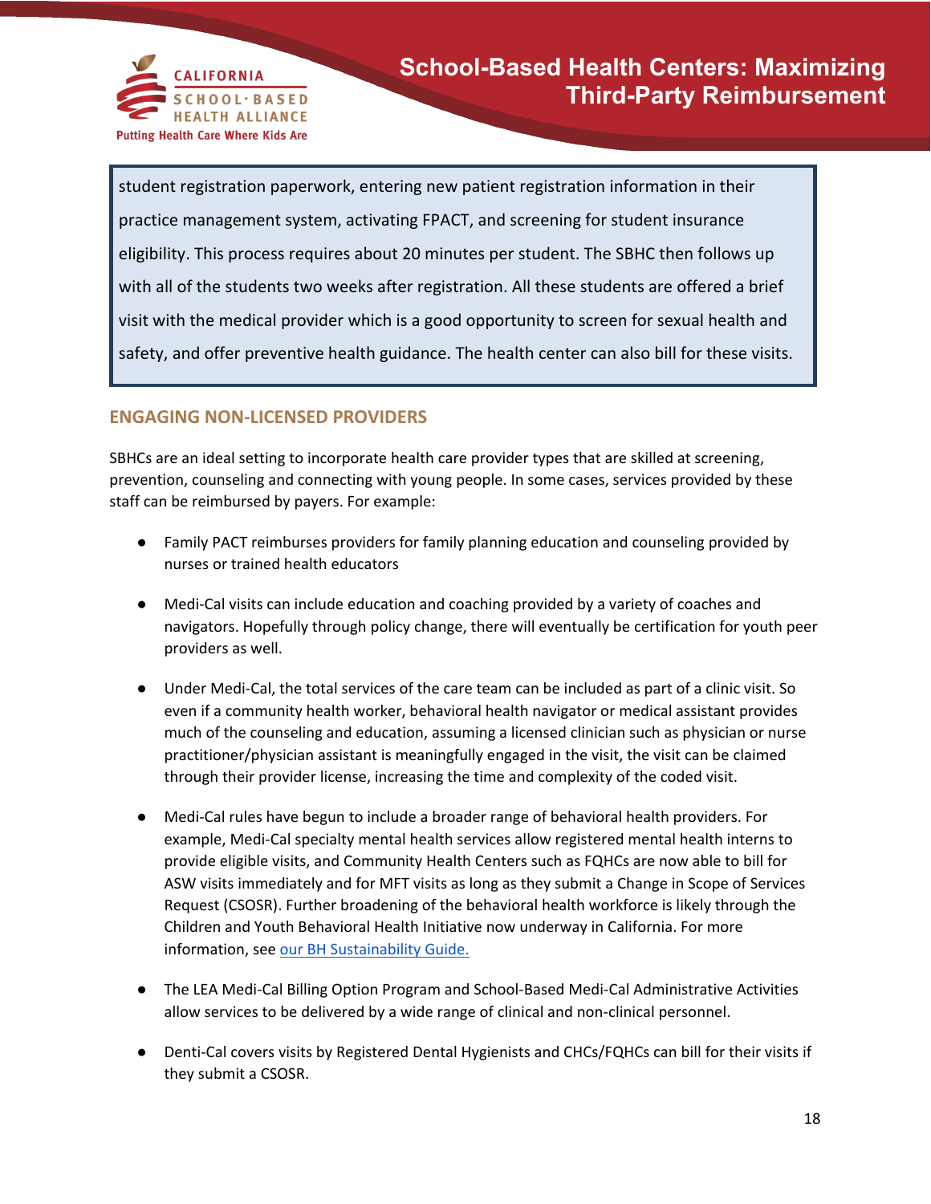student registration paperwork, entering new patient registration information in their practice management system, activating FPACT, and screening for student insurance eligibility. This process requires about 20 minutes per student. The SBHC then follows up with all of the students two weeks after registration. All these students are offered a brief visit with the medical provider which is a good opportunity to screen for sexual health and safety, and offer preventive health guidance. The health center can also bill for these visits.

## ENGAGING NON-LICENSED PROVIDERS

SBHCs are an ideal setting to incorporate health care provider types that are skilled at screening, prevention, counseling and connecting with young people. In some cases, services provided by these staff can be reimbursed by payers. For example:

- Family PACT reimburses providers for family planning education and counseling provided by nurses or trained health educators
- Medi-Cal visits can include education and coaching provided by a variety of coaches and navigators. Hopefully through policy change, there will eventually be certification for youth peer providers as well.
- Under Medi-Cal, the total services of the care team can be included as part of a clinic visit. So even if a community health worker, behavioral health navigator or medical assistant provides much of the counseling and education, assuming a licensed clinician such as physician or nurse practitioner/physician assistant is meaningfully engaged in the visit, the visit can be claimed through their provider license, increasing the time and complexity of the coded visit.
- Medi-Cal rules have begun to include a broader range of behavioral health providers. For example, Medi-Cal specialty mental health services allow registered mental health interns to provide eligible visits, and Community Health Centers such as FQHCs are now able to bill for ASW visits immediately and for MFT visits as long as they submit a Change in Scope of Services Request (CSOSR). Further broadening of the behavioral health workforce is likely through the Children and Youth Behavioral Health Initiative now underway in California. For more information, see [our BH Sustainability Guide.]()
- The LEA Medi-Cal Billing Option Program and School-Based Medi-Cal Administrative Activities allow services to be delivered by a wide range of clinical and non-clinical personnel.
- Denti-Cal covers visits by Registered Dental Hygienists and CHCs/FQHCs can bill for their visits if they submit a CSOSR.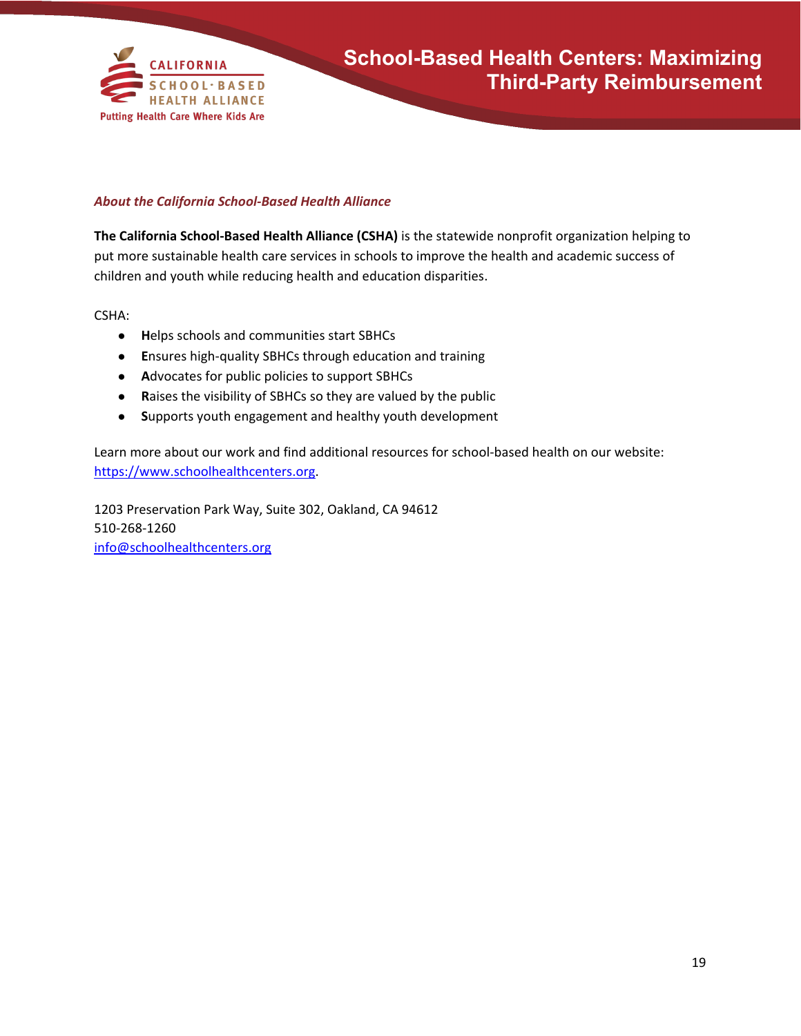*About the California School-Based Health Alliance*

**The California School-Based Health Alliance (CSHA)** is the statewide nonprofit organization helping to put more sustainable health care services in schools to improve the health and academic success of children and youth while reducing health and education disparities.

CSHA:

- **H**elps schools and communities start SBHCs
- **E**nsures high-quality SBHCs through education and training
- **A**dvocates for public policies to support SBHCs
- **R**aises the visibility of SBHCs so they are valued by the public
- **S**upports youth engagement and healthy youth development

Learn more about our work and find additional resources for school-based health on our website: https://www.schoolhealthcenters.org.

1203 Preservation Park Way, Suite 302, Oakland, CA 94612
510-268-1260
info@schoolhealthcenters.org